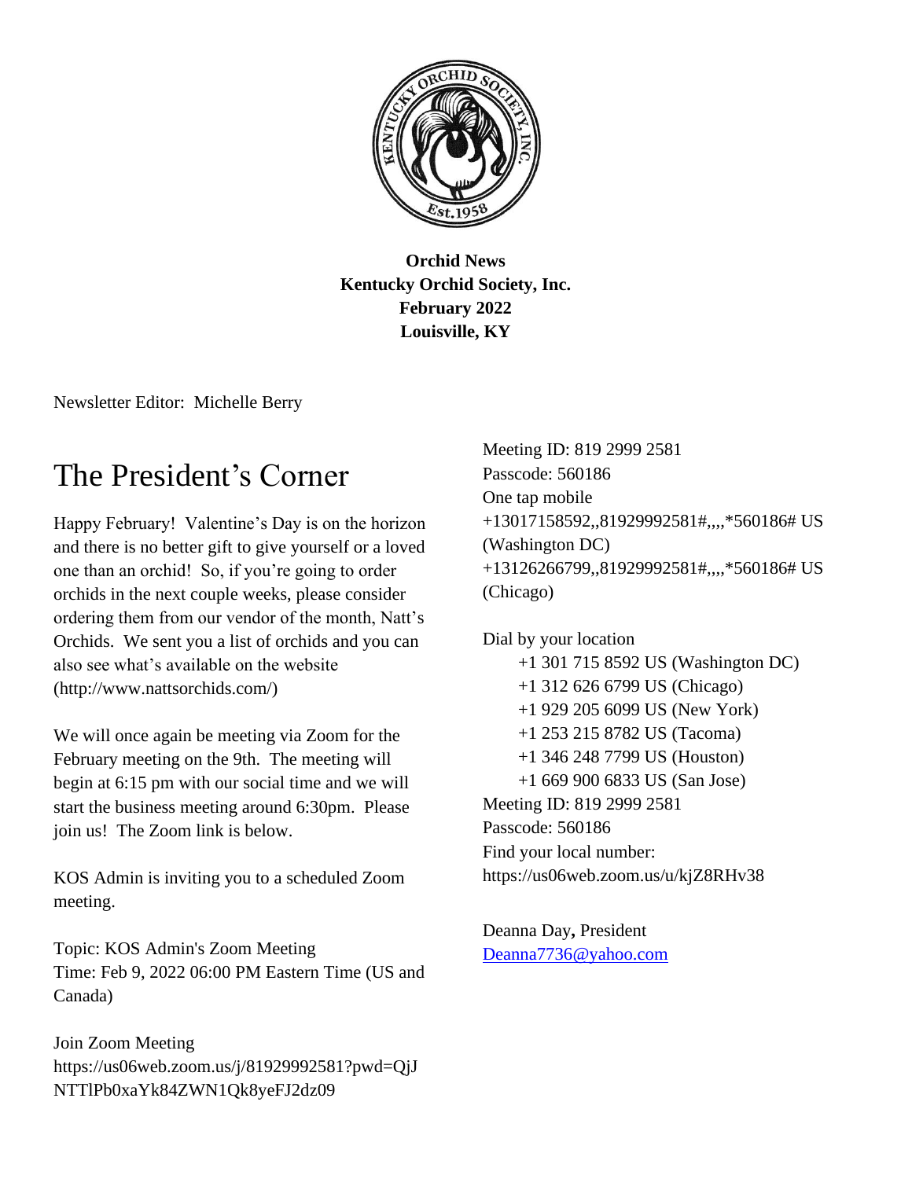**Orchid News**
**Kentucky Orchid Society, Inc.**
**February 2022**
**Louisville, KY**

Newsletter Editor: Michelle Berry

# The President's Corner

Happy February! Valentine's Day is on the horizon and there is no better gift to give yourself or a loved one than an orchid! So, if you're going to order orchids in the next couple weeks, please consider ordering them from our vendor of the month, Natt's Orchids. We sent you a list of orchids and you can also see what's available on the website (http://www.nattsorchids.com/)

We will once again be meeting via Zoom for the February meeting on the 9th. The meeting will begin at 6:15 pm with our social time and we will start the business meeting around 6:30pm. Please join us! The Zoom link is below.

KOS Admin is inviting you to a scheduled Zoom meeting.

Topic: KOS Admin's Zoom Meeting
Time: Feb 9, 2022 06:00 PM Eastern Time (US and Canada)

Join Zoom Meeting
https://us06web.zoom.us/j/81929992581?pwd=QjJNTTlPb0xaYk84ZWN1Qk8yeFJ2dz09

Meeting ID: 819 2999 2581
Passcode: 560186
One tap mobile
+13017158592,,81929992581#,,,,*560186# US (Washington DC)
+13126266799,,81929992581#,,,,*560186# US (Chicago)

Dial by your location
+1 301 715 8592 US (Washington DC)
+1 312 626 6799 US (Chicago)
+1 929 205 6099 US (New York)
+1 253 215 8782 US (Tacoma)
+1 346 248 7799 US (Houston)
+1 669 900 6833 US (San Jose)
Meeting ID: 819 2999 2581
Passcode: 560186
Find your local number: https://us06web.zoom.us/u/kjZ8RHv38

Deanna Day**,** President
Deanna7736@yahoo.com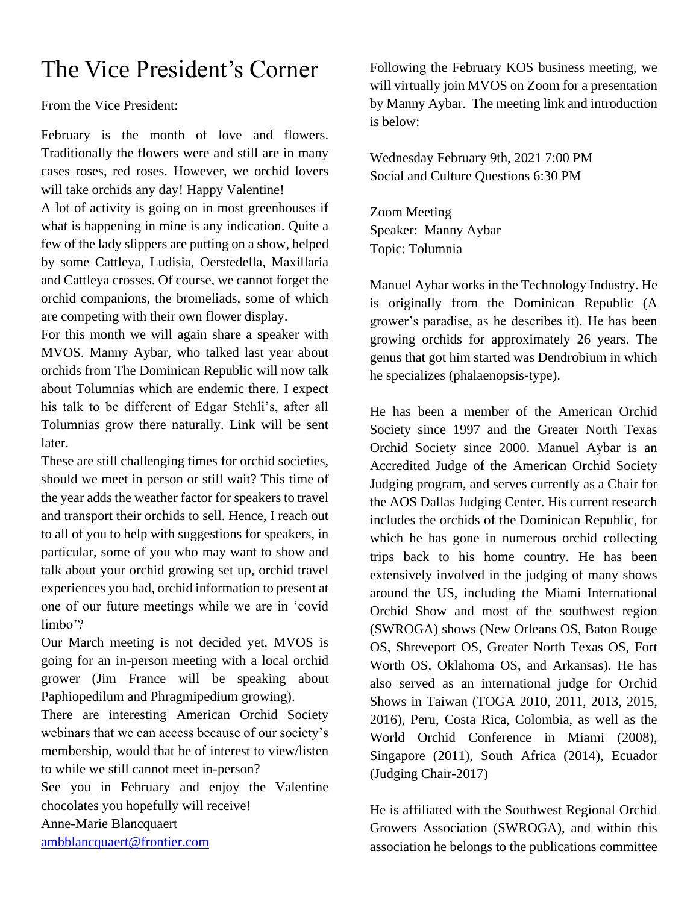# The Vice President's Corner

From the Vice President:

February is the month of love and flowers. Traditionally the flowers were and still are in many cases roses, red roses. However, we orchid lovers will take orchids any day! Happy Valentine!

A lot of activity is going on in most greenhouses if what is happening in mine is any indication. Quite a few of the lady slippers are putting on a show, helped by some Cattleya, Ludisia, Oerstedella, Maxillaria and Cattleya crosses. Of course, we cannot forget the orchid companions, the bromeliads, some of which are competing with their own flower display.

For this month we will again share a speaker with MVOS. Manny Aybar, who talked last year about orchids from The Dominican Republic will now talk about Tolumnias which are endemic there. I expect his talk to be different of Edgar Stehli's, after all Tolumnias grow there naturally. Link will be sent later.

These are still challenging times for orchid societies, should we meet in person or still wait? This time of the year adds the weather factor for speakers to travel and transport their orchids to sell. Hence, I reach out to all of you to help with suggestions for speakers, in particular, some of you who may want to show and talk about your orchid growing set up, orchid travel experiences you had, orchid information to present at one of our future meetings while we are in 'covid limbo'?

Our March meeting is not decided yet, MVOS is going for an in-person meeting with a local orchid grower (Jim France will be speaking about Paphiopedilum and Phragmipedium growing).

There are interesting American Orchid Society webinars that we can access because of our society's membership, would that be of interest to view/listen to while we still cannot meet in-person?

See you in February and enjoy the Valentine chocolates you hopefully will receive!

Anne-Marie Blancquaert
ambblancquaert@frontier.com

Following the February KOS business meeting, we will virtually join MVOS on Zoom for a presentation by Manny Aybar. The meeting link and introduction is below:

Wednesday February 9th, 2021 7:00 PM
Social and Culture Questions 6:30 PM

Zoom Meeting
Speaker: Manny Aybar
Topic: Tolumnia

Manuel Aybar works in the Technology Industry. He is originally from the Dominican Republic (A grower's paradise, as he describes it). He has been growing orchids for approximately 26 years. The genus that got him started was Dendrobium in which he specializes (phalaenopsis-type).

He has been a member of the American Orchid Society since 1997 and the Greater North Texas Orchid Society since 2000. Manuel Aybar is an Accredited Judge of the American Orchid Society Judging program, and serves currently as a Chair for the AOS Dallas Judging Center. His current research includes the orchids of the Dominican Republic, for which he has gone in numerous orchid collecting trips back to his home country. He has been extensively involved in the judging of many shows around the US, including the Miami International Orchid Show and most of the southwest region (SWROGA) shows (New Orleans OS, Baton Rouge OS, Shreveport OS, Greater North Texas OS, Fort Worth OS, Oklahoma OS, and Arkansas). He has also served as an international judge for Orchid Shows in Taiwan (TOGA 2010, 2011, 2013, 2015, 2016), Peru, Costa Rica, Colombia, as well as the World Orchid Conference in Miami (2008), Singapore (2011), South Africa (2014), Ecuador (Judging Chair-2017)

He is affiliated with the Southwest Regional Orchid Growers Association (SWROGA), and within this association he belongs to the publications committee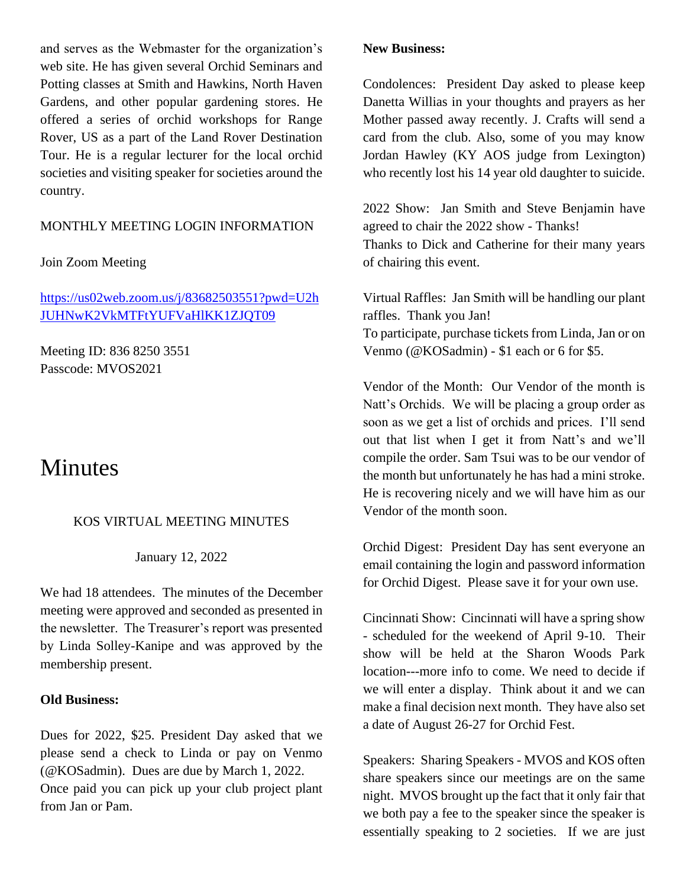and serves as the Webmaster for the organization's web site. He has given several Orchid Seminars and Potting classes at Smith and Hawkins, North Haven Gardens, and other popular gardening stores. He offered a series of orchid workshops for Range Rover, US as a part of the Land Rover Destination Tour. He is a regular lecturer for the local orchid societies and visiting speaker for societies around the country.

MONTHLY MEETING LOGIN INFORMATION

Join Zoom Meeting

[https://us02web.zoom.us/j/83682503551?pwd=U2hJUHNwK2VkMTFtYUFVaHlKK1ZJQT09](https://us02web.zoom.us/j/83682503551?pwd=U2hJUHNwK2VkMTFtYUFVaHlKK1ZJQT09)

Meeting ID: 836 8250 3551
Passcode: MVOS2021

# Minutes

KOS VIRTUAL MEETING MINUTES

January 12, 2022

We had 18 attendees. The minutes of the December meeting were approved and seconded as presented in the newsletter. The Treasurer's report was presented by Linda Solley-Kanipe and was approved by the membership present.

**Old Business:**

Dues for 2022, $25. President Day asked that we please send a check to Linda or pay on Venmo (@KOSadmin). Dues are due by March 1, 2022.
Once paid you can pick up your club project plant from Jan or Pam.

**New Business:**

Condolences: President Day asked to please keep Danetta Willias in your thoughts and prayers as her Mother passed away recently. J. Crafts will send a card from the club. Also, some of you may know Jordan Hawley (KY AOS judge from Lexington) who recently lost his 14 year old daughter to suicide.

2022 Show: Jan Smith and Steve Benjamin have agreed to chair the 2022 show - Thanks!
Thanks to Dick and Catherine for their many years of chairing this event.

Virtual Raffles: Jan Smith will be handling our plant raffles. Thank you Jan!
To participate, purchase tickets from Linda, Jan or on Venmo (@KOSadmin) - $1 each or 6 for $5.

Vendor of the Month: Our Vendor of the month is Natt's Orchids. We will be placing a group order as soon as we get a list of orchids and prices. I'll send out that list when I get it from Natt's and we'll compile the order. Sam Tsui was to be our vendor of the month but unfortunately he has had a mini stroke. He is recovering nicely and we will have him as our Vendor of the month soon.

Orchid Digest: President Day has sent everyone an email containing the login and password information for Orchid Digest. Please save it for your own use.

Cincinnati Show: Cincinnati will have a spring show - scheduled for the weekend of April 9-10. Their show will be held at the Sharon Woods Park location---more info to come. We need to decide if we will enter a display. Think about it and we can make a final decision next month. They have also set a date of August 26-27 for Orchid Fest.

Speakers: Sharing Speakers - MVOS and KOS often share speakers since our meetings are on the same night. MVOS brought up the fact that it only fair that we both pay a fee to the speaker since the speaker is essentially speaking to 2 societies. If we are just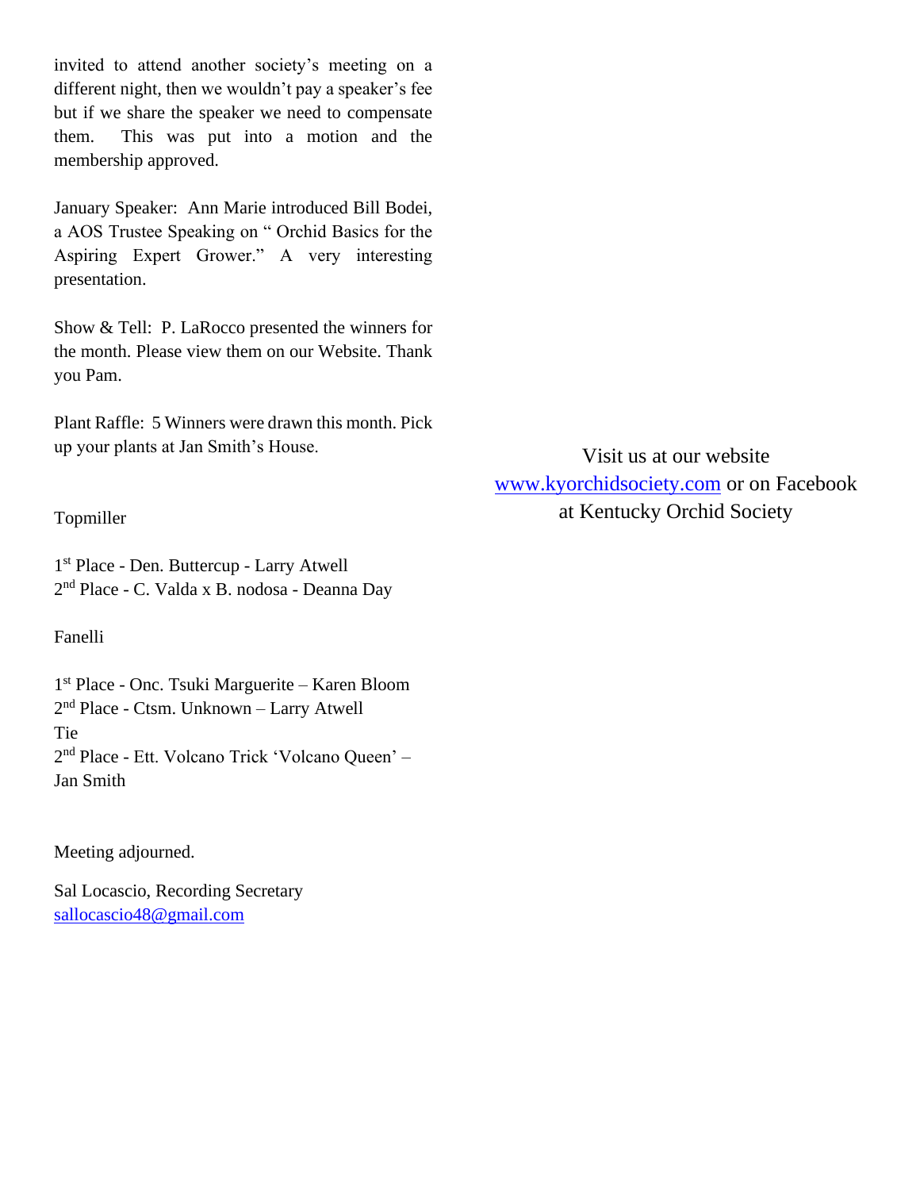invited to attend another society's meeting on a different night, then we wouldn't pay a speaker's fee but if we share the speaker we need to compensate them. This was put into a motion and the membership approved.

January Speaker: Ann Marie introduced Bill Bodei, a AOS Trustee Speaking on " Orchid Basics for the Aspiring Expert Grower." A very interesting presentation.

Show & Tell: P. LaRocco presented the winners for the month. Please view them on our Website. Thank you Pam.

Plant Raffle: 5 Winners were drawn this month. Pick up your plants at Jan Smith's House.

Topmiller

1st Place - Den. Buttercup - Larry Atwell
2nd Place - C. Valda x B. nodosa - Deanna Day

Fanelli

1st Place - Onc. Tsuki Marguerite – Karen Bloom
2nd Place - Ctsm. Unknown – Larry Atwell
Tie
2nd Place - Ett. Volcano Trick 'Volcano Queen' – Jan Smith

Meeting adjourned.

Sal Locascio, Recording Secretary
sallocascio48@gmail.com

Visit us at our website www.kyorchidsociety.com or on Facebook at Kentucky Orchid Society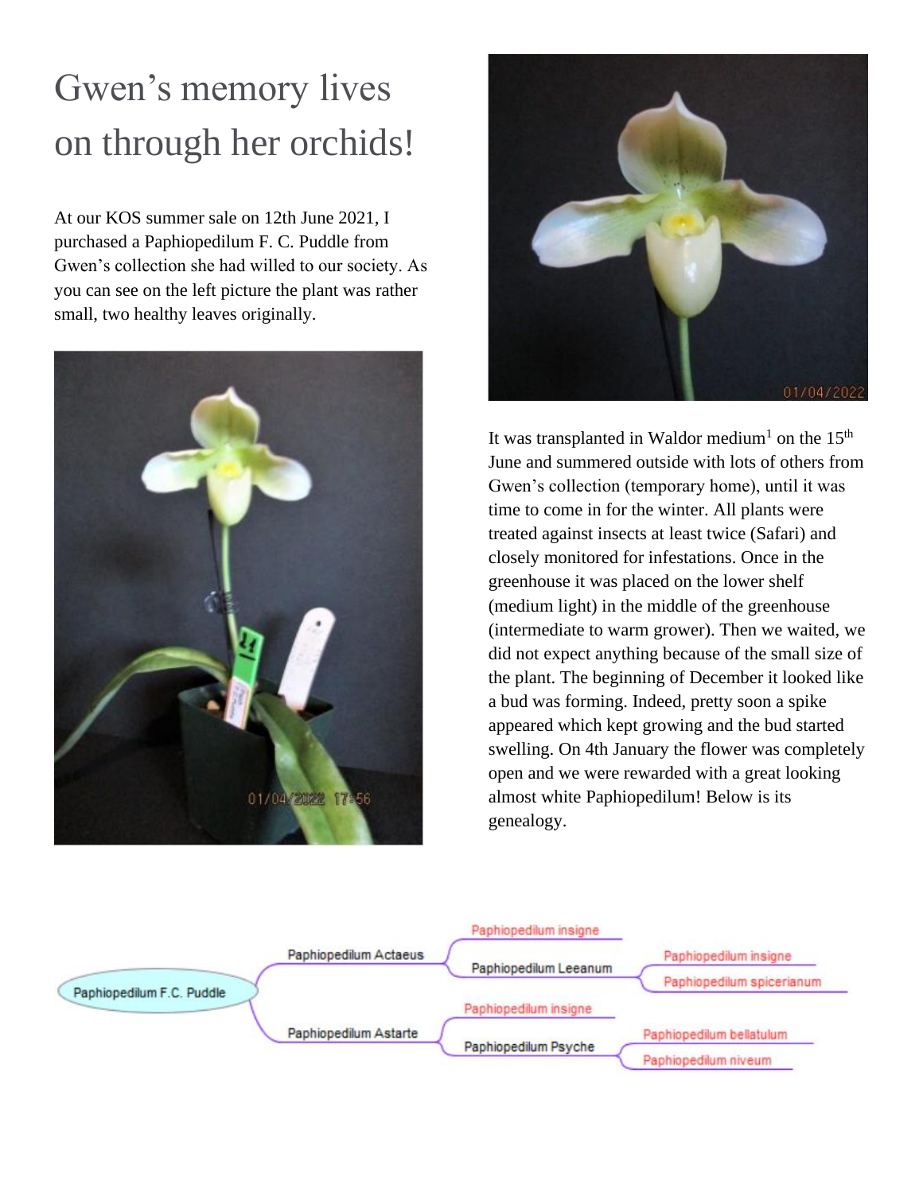# Gwen's memory lives on through her orchids!

At our KOS summer sale on 12th June 2021, I purchased a Paphiopedilum F. C. Puddle from Gwen's collection she had willed to our society. As you can see on the left picture the plant was rather small, two healthy leaves originally.

It was transplanted in Waldor medium[1] on the 15th June and summered outside with lots of others from Gwen's collection (temporary home), until it was time to come in for the winter. All plants were treated against insects at least twice (Safari) and closely monitored for infestations. Once in the greenhouse it was placed on the lower shelf (medium light) in the middle of the greenhouse (intermediate to warm grower). Then we waited, we did not expect anything because of the small size of the plant. The beginning of December it looked like a bud was forming. Indeed, pretty soon a spike appeared which kept growing and the bud started swelling. On 4th January the flower was completely open and we were rewarded with a great looking almost white Paphiopedilum! Below is its genealogy.

- Paphiopedilum F.C. Puddle
  - Paphiopedilum Actaeus
    - Paphiopedilum insigne
    - Paphiopedilum Leeanum
      - Paphiopedilum insigne
      - Paphiopedilum spicerianum
  - Paphiopedilum Astarte
    - Paphiopedilum insigne
    - Paphiopedilum Psyche
      - Paphiopedilum bellatulum
      - Paphiopedilum niveum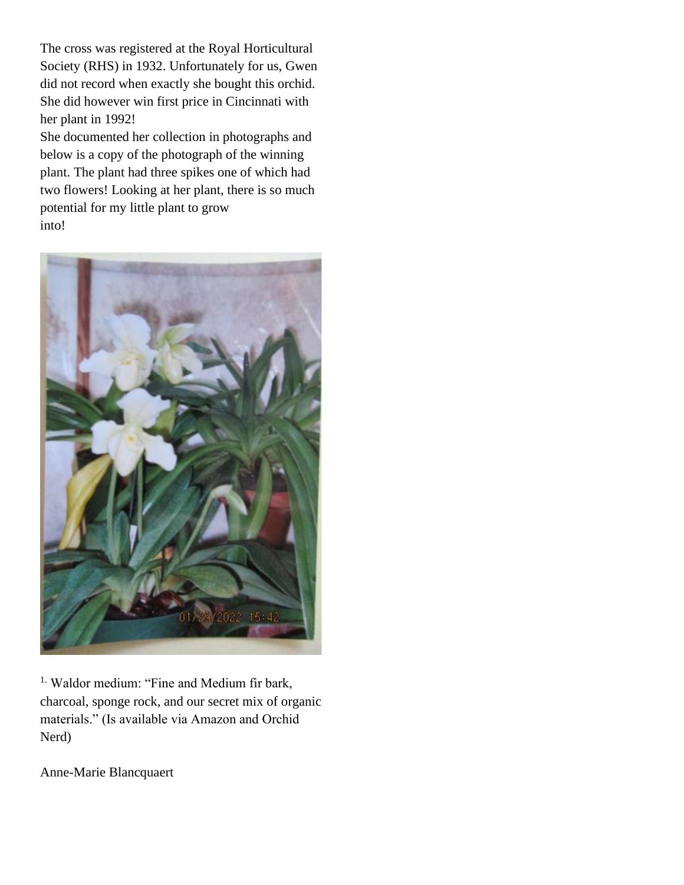The cross was registered at the Royal Horticultural Society (RHS) in 1932. Unfortunately for us, Gwen did not record when exactly she bought this orchid. She did however win first price in Cincinnati with her plant in 1992!

She documented her collection in photographs and below is a copy of the photograph of the winning plant. The plant had three spikes one of which had two flowers! Looking at her plant, there is so much potential for my little plant to grow into!

[1.] Waldor medium: "Fine and Medium fir bark, charcoal, sponge rock, and our secret mix of organic materials." (Is available via Amazon and Orchid Nerd)

Anne-Marie Blancquaert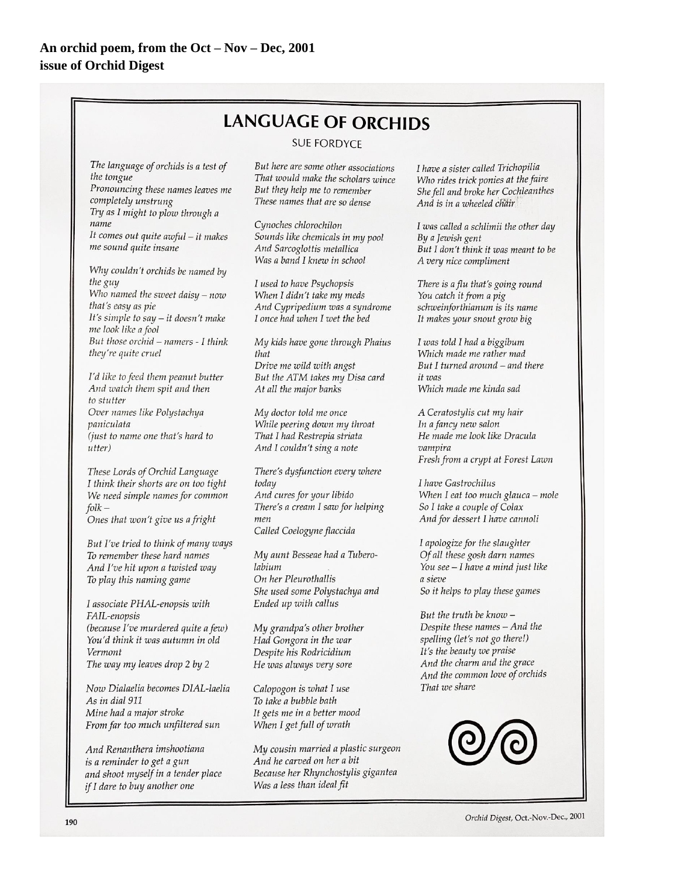**An orchid poem, from the Oct – Nov – Dec, 2001 issue of Orchid Digest**

# LANGUAGE OF ORCHIDS

SUE FORDYCE

*The language of orchids is a test of the tongue*
*Pronouncing these names leaves me completely unstrung*
*Try as I might to plow through a name*
*It comes out quite awful – it makes me sound quite insane*

*Why couldn't orchids be named by the guy*
*Who named the sweet daisy – now that's easy as pie*
*It's simple to say – it doesn't make me look like a fool*
*But those orchid – namers - I think they're quite cruel*

*I'd like to feed them peanut butter*
*And watch them spit and then to stutter*
*Over names like Polystachya paniculata*
*(just to name one that's hard to utter)*

*These Lords of Orchid Language*
*I think their shorts are on too tight*
*We need simple names for common folk –*
*Ones that won't give us a fright*

*But I've tried to think of many ways*
*To remember these hard names*
*And I've hit upon a twisted way*
*To play this naming game*

*I associate PHAL-enopsis with FAIL-enopsis*
*(because I've murdered quite a few)*
*You'd think it was autumn in old Vermont*
*The way my leaves drop 2 by 2*

*Now Dialaelia becomes DIAL-laelia*
*As in dial 911*
*Mine had a major stroke*
*From far too much unfiltered sun*

*And Renanthera imshootiana*
*is a reminder to get a gun*
*and shoot myself in a tender place*
*if I dare to buy another one*

*But here are some other associations*
*That would make the scholars wince*
*But they help me to remember*
*These names that are so dense*

*Cynoches chlorochilon*
*Sounds like chemicals in my pool*
*And Sarcoglottis metallica*
*Was a band I knew in school*

*I used to have Psychopsis*
*When I didn't take my meds*
*And Cypripedium was a syndrome*
*I once had when I wet the bed*

*My kids have gone through Phaius that*
*Drive me wild with angst*
*But the ATM takes my Disa card*
*At all the major banks*

*My doctor told me once*
*While peering down my throat*
*That I had Restrepia striata*
*And I couldn't sing a note*

*There's dysfunction every where today*
*And cures for your libido*
*There's a cream I saw for helping men*
*Called Coelogyne flaccida*

*My aunt Besseae had a Tubero-labium*
*On her Pleurothallis*
*She used some Polystachya and*
*Ended up with callus*

*My grandpa's other brother*
*Had Gongora in the war*
*Despite his Rodricidium*
*He was always very sore*

*Calopogon is what I use*
*To take a bubble bath*
*It gets me in a better mood*
*When I get full of wrath*

*My cousin married a plastic surgeon*
*And he carved on her a bit*
*Because her Rhynchostylis gigantea*
*Was a less than ideal fit*

*I have a sister called Trichopilia*
*Who rides trick ponies at the faire*
*She fell and broke her Cochleanthes*
*And is in a wheeled chair*

*I was called a schlimii the other day*
*By a Jewish gent*
*But I don't think it was meant to be*
*A very nice compliment*

*There is a flu that's going round*
*You catch it from a pig*
*schweinforthianum is its name*
*It makes your snout grow big*

*I was told I had a biggibum*
*Which made me rather mad*
*But I turned around – and there it was*
*Which made me kinda sad*

*A Ceratostylis cut my hair*
*In a fancy new salon*
*He made me look like Dracula vampira*
*Fresh from a crypt at Forest Lawn*

*I have Gastrochilus*
*When I eat too much glauca – mole*
*So I take a couple of Colax*
*And for dessert I have cannoli*

*I apologize for the slaughter*
*Of all these gosh darn names*
*You see – I have a mind just like a sieve*
*So it helps to play these games*

*But the truth be know –*
*Despite these names – And the spelling (let's not go there!)*
*It's the beauty we praise*
*And the charm and the grace*
*And the common love of orchids*
*That we share*